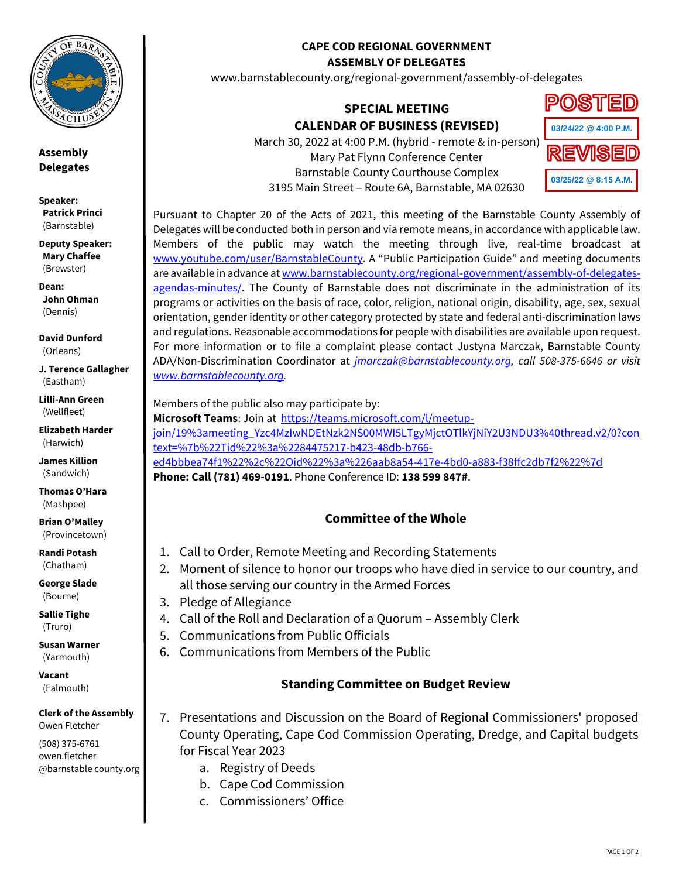**Assembly Delegates**

**Speaker:** **Patrick Princi** (Barnstable)

**Deputy Speaker:** **Mary Chaffee** (Brewster)

**Dean:** **John Ohman** (Dennis)

**David Dunford** (Orleans)

**J. Terence Gallagher** (Eastham)

**Lilli-Ann Green** (Wellfleet)

**Elizabeth Harder** (Harwich)

**James Killion** (Sandwich)

**Thomas O'Hara** (Mashpee)

**Brian O'Malley** (Provincetown)

**Randi Potash** (Chatham)

**George Slade** (Bourne)

**Sallie Tighe** (Truro)

**Susan Warner** (Yarmouth)

**Vacant** (Falmouth)

**Clerk of the Assembly**
Owen Fletcher

(508) 375-6761
owen.fletcher
@barnstable county.org

# CAPE COD REGIONAL GOVERNMENT
# ASSEMBLY OF DELEGATES

www.barnstablecounty.org/regional-government/assembly-of-delegates

POSTED 03/24/22 @ 4:00 P.M.

REVISED 03/25/22 @ 8:15 A.M.

## SPECIAL MEETING
## CALENDAR OF BUSINESS (REVISED)

March 30, 2022 at 4:00 P.M. (hybrid - remote & in-person)
Mary Pat Flynn Conference Center
Barnstable County Courthouse Complex
3195 Main Street – Route 6A, Barnstable, MA 02630

Pursuant to Chapter 20 of the Acts of 2021, this meeting of the Barnstable County Assembly of Delegates will be conducted both in person and via remote means, in accordance with applicable law. Members of the public may watch the meeting through live, real-time broadcast at www.youtube.com/user/BarnstableCounty. A "Public Participation Guide" and meeting documents are available in advance at www.barnstablecounty.org/regional-government/assembly-of-delegates-agendas-minutes/. The County of Barnstable does not discriminate in the administration of its programs or activities on the basis of race, color, religion, national origin, disability, age, sex, sexual orientation, gender identity or other category protected by state and federal anti-discrimination laws and regulations. Reasonable accommodations for people with disabilities are available upon request. For more information or to file a complaint please contact Justyna Marczak, Barnstable County ADA/Non-Discrimination Coordinator at *jmarczak@barnstablecounty.org, call 508-375-6646 or visit www.barnstablecounty.org.*

Members of the public also may participate by:
**Microsoft Teams**: Join at https://teams.microsoft.com/l/meetup-join/19%3ameeting_Yzc4MzIwNDEtNzk2NS00MWI5LTgyMjctOTlkYjNiY2U3NDU3%40thread.v2/0?context=%7b%22Tid%22%3a%2284475217-b423-48db-b766-ed4bbbea74f1%22%2c%22Oid%22%3a%226aab8a54-417e-4bd0-a883-f38ffc2db7f2%22%7d
**Phone: Call (781) 469-0191**. Phone Conference ID: **138 599 847#**.

### Committee of the Whole

1. Call to Order, Remote Meeting and Recording Statements
2. Moment of silence to honor our troops who have died in service to our country, and all those serving our country in the Armed Forces
3. Pledge of Allegiance
4. Call of the Roll and Declaration of a Quorum – Assembly Clerk
5. Communications from Public Officials
6. Communications from Members of the Public

### Standing Committee on Budget Review

7. Presentations and Discussion on the Board of Regional Commissioners' proposed County Operating, Cape Cod Commission Operating, Dredge, and Capital budgets for Fiscal Year 2023
   a. Registry of Deeds
   b. Cape Cod Commission
   c. Commissioners' Office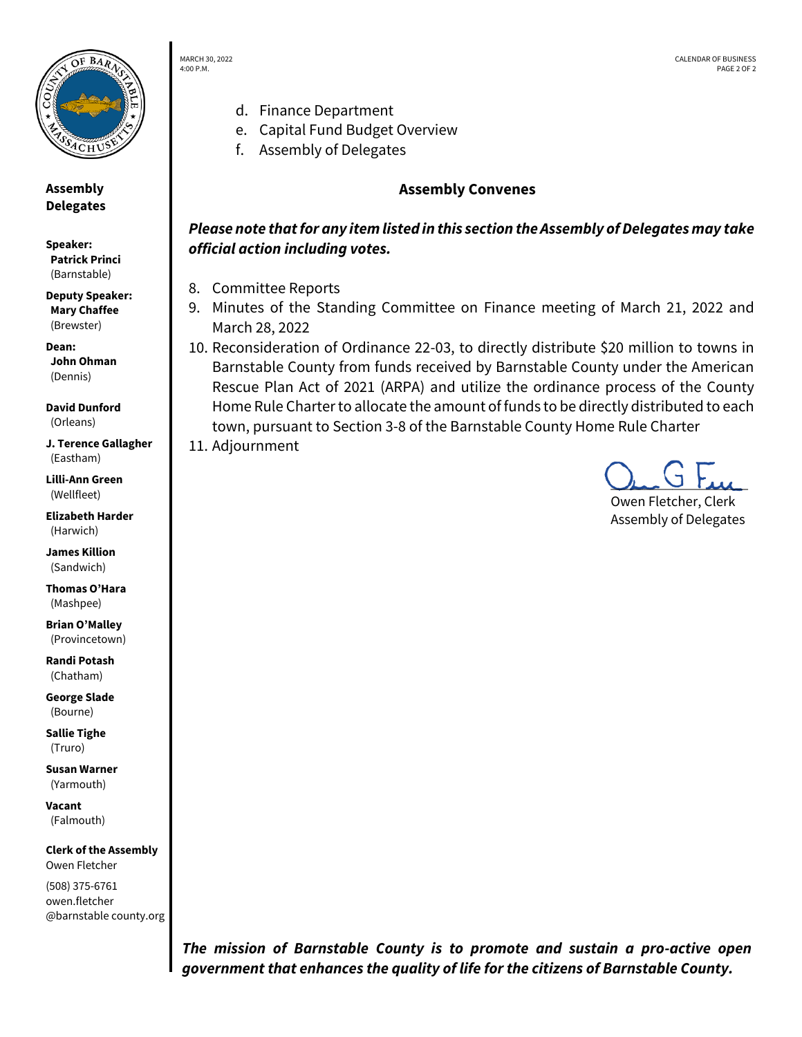**Assembly Delegates**

**Speaker:**
**Patrick Princi**
(Barnstable)

**Deputy Speaker:**
**Mary Chaffee**
(Brewster)

**Dean:**
**John Ohman**
(Dennis)

**David Dunford**
(Orleans)

**J. Terence Gallagher**
(Eastham)

**Lilli-Ann Green**
(Wellfleet)

**Elizabeth Harder**
(Harwich)

**James Killion**
(Sandwich)

**Thomas O'Hara**
(Mashpee)

**Brian O'Malley**
(Provincetown)

**Randi Potash**
(Chatham)

**George Slade**
(Bourne)

**Sallie Tighe**
(Truro)

**Susan Warner**
(Yarmouth)

**Vacant**
(Falmouth)

**Clerk of the Assembly**
Owen Fletcher

(508) 375-6761
owen.fletcher
@barnstable county.org

---

d. Finance Department
e. Capital Fund Budget Overview
f. Assembly of Delegates

## Assembly Convenes

***Please note that for any item listed in this section the Assembly of Delegates may take official action including votes.***

8. Committee Reports
9. Minutes of the Standing Committee on Finance meeting of March 21, 2022 and March 28, 2022
10. Reconsideration of Ordinance 22-03, to directly distribute $20 million to towns in Barnstable County from funds received by Barnstable County under the American Rescue Plan Act of 2021 (ARPA) and utilize the ordinance process of the County Home Rule Charter to allocate the amount of funds to be directly distributed to each town, pursuant to Section 3-8 of the Barnstable County Home Rule Charter
11. Adjournment

Owen Fletcher, Clerk
Assembly of Delegates

***The mission of Barnstable County is to promote and sustain a pro-active open government that enhances the quality of life for the citizens of Barnstable County.***